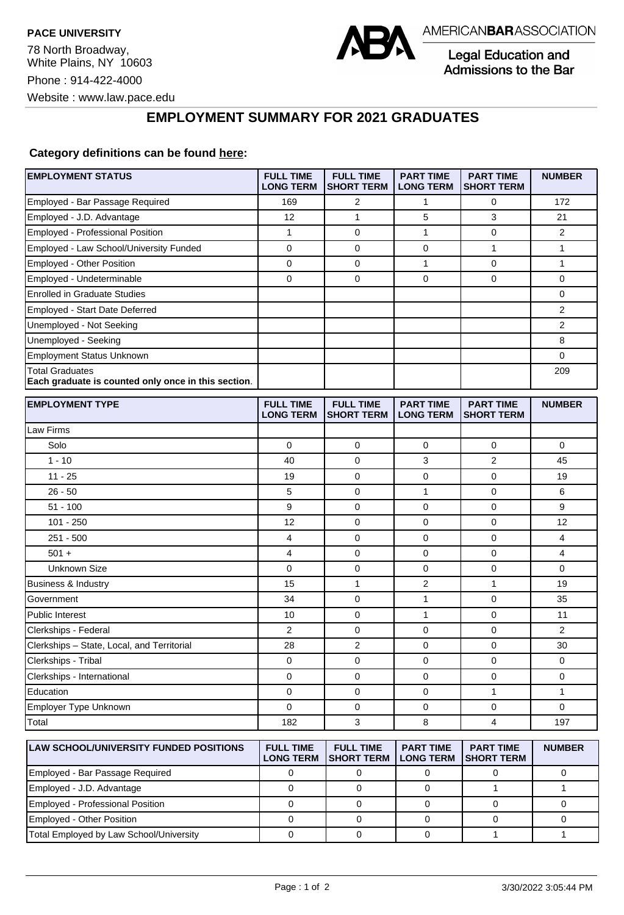**PACE UNIVERSITY**

78 North Broadway,
White Plains, NY 10603

Phone : 914-422-4000

Website : www.law.pace.edu

AMERICANBARASSOCIATION

Legal Education and Admissions to the Bar

# EMPLOYMENT SUMMARY FOR 2021 GRADUATES

**Category definitions can be found here:**

| EMPLOYMENT STATUS | FULL TIME LONG TERM | FULL TIME SHORT TERM | PART TIME LONG TERM | PART TIME SHORT TERM | NUMBER |
|---|---|---|---|---|---|
| Employed - Bar Passage Required | 169 | 2 | 1 | 0 | 172 |
| Employed - J.D. Advantage | 12 | 1 | 5 | 3 | 21 |
| Employed - Professional Position | 1 | 0 | 1 | 0 | 2 |
| Employed - Law School/University Funded | 0 | 0 | 0 | 1 | 1 |
| Employed - Other Position | 0 | 0 | 1 | 0 | 1 |
| Employed - Undeterminable | 0 | 0 | 0 | 0 | 0 |
| Enrolled in Graduate Studies | | | | | 0 |
| Employed - Start Date Deferred | | | | | 2 |
| Unemployed - Not Seeking | | | | | 2 |
| Unemployed - Seeking | | | | | 8 |
| Employment Status Unknown | | | | | 0 |
| Total Graduates<br>**Each graduate is counted only once in this section.** | | | | | 209 |

| EMPLOYMENT TYPE | FULL TIME LONG TERM | FULL TIME SHORT TERM | PART TIME LONG TERM | PART TIME SHORT TERM | NUMBER |
|---|---|---|---|---|---|
| Law Firms | | | | | |
| Solo | 0 | 0 | 0 | 0 | 0 |
| 1 - 10 | 40 | 0 | 3 | 2 | 45 |
| 11 - 25 | 19 | 0 | 0 | 0 | 19 |
| 26 - 50 | 5 | 0 | 1 | 0 | 6 |
| 51 - 100 | 9 | 0 | 0 | 0 | 9 |
| 101 - 250 | 12 | 0 | 0 | 0 | 12 |
| 251 - 500 | 4 | 0 | 0 | 0 | 4 |
| 501 + | 4 | 0 | 0 | 0 | 4 |
| Unknown Size | 0 | 0 | 0 | 0 | 0 |
| Business & Industry | 15 | 1 | 2 | 1 | 19 |
| Government | 34 | 0 | 1 | 0 | 35 |
| Public Interest | 10 | 0 | 1 | 0 | 11 |
| Clerkships - Federal | 2 | 0 | 0 | 0 | 2 |
| Clerkships – State, Local, and Territorial | 28 | 2 | 0 | 0 | 30 |
| Clerkships - Tribal | 0 | 0 | 0 | 0 | 0 |
| Clerkships - International | 0 | 0 | 0 | 0 | 0 |
| Education | 0 | 0 | 0 | 1 | 1 |
| Employer Type Unknown | 0 | 0 | 0 | 0 | 0 |
| Total | 182 | 3 | 8 | 4 | 197 |

| LAW SCHOOL/UNIVERSITY FUNDED POSITIONS | FULL TIME LONG TERM | FULL TIME SHORT TERM | PART TIME LONG TERM | PART TIME SHORT TERM | NUMBER |
|---|---|---|---|---|---|
| Employed - Bar Passage Required | 0 | 0 | 0 | 0 | 0 |
| Employed - J.D. Advantage | 0 | 0 | 0 | 1 | 1 |
| Employed - Professional Position | 0 | 0 | 0 | 0 | 0 |
| Employed - Other Position | 0 | 0 | 0 | 0 | 0 |
| Total Employed by Law School/University | 0 | 0 | 0 | 1 | 1 |

3/30/2022 3:05:44 PM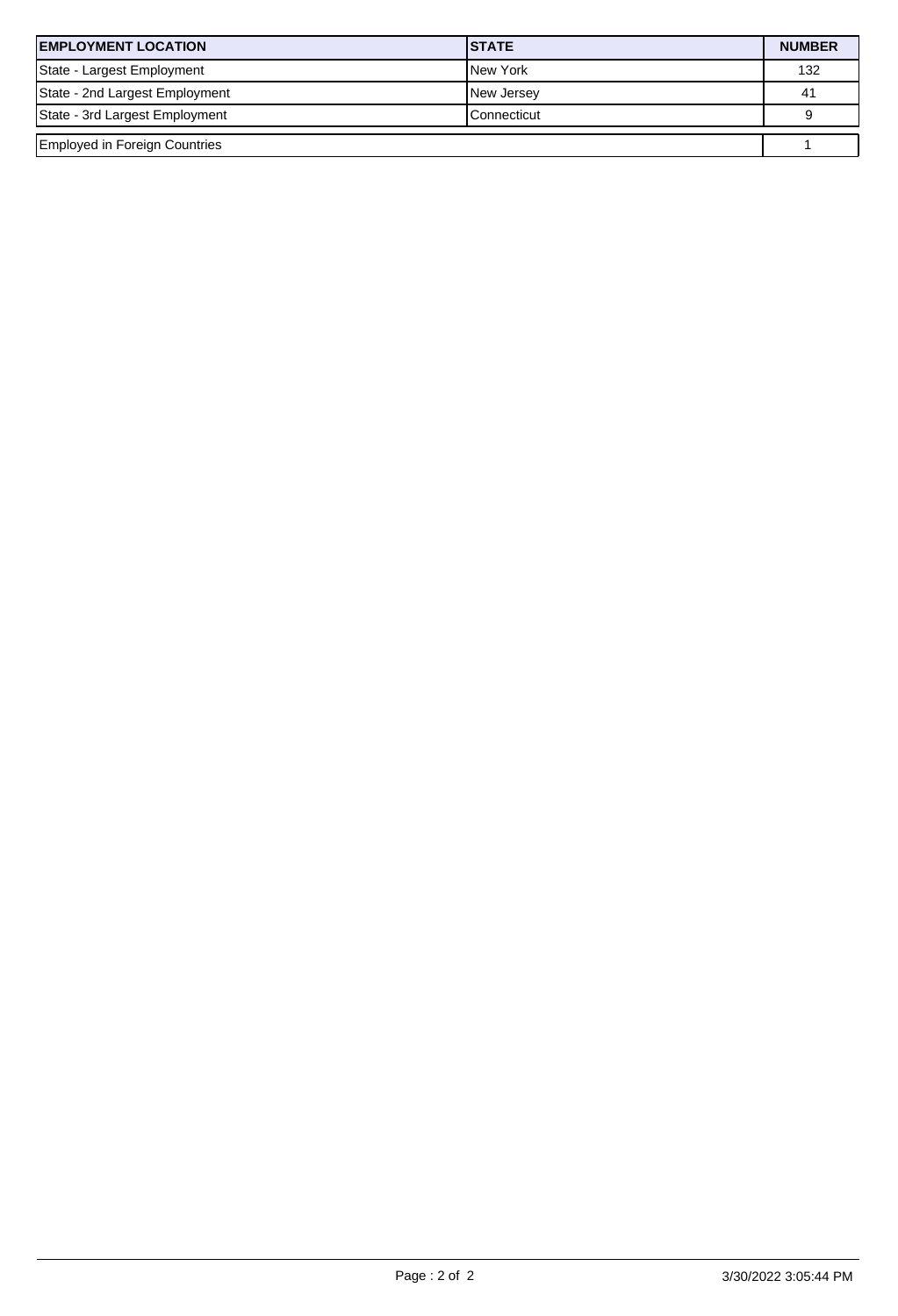| EMPLOYMENT LOCATION | STATE | NUMBER |
| --- | --- | --- |
| State - Largest Employment | New York | 132 |
| State - 2nd Largest Employment | New Jersey | 41 |
| State - 3rd Largest Employment | Connecticut | 9 |
| Employed in Foreign Countries | | 1 |